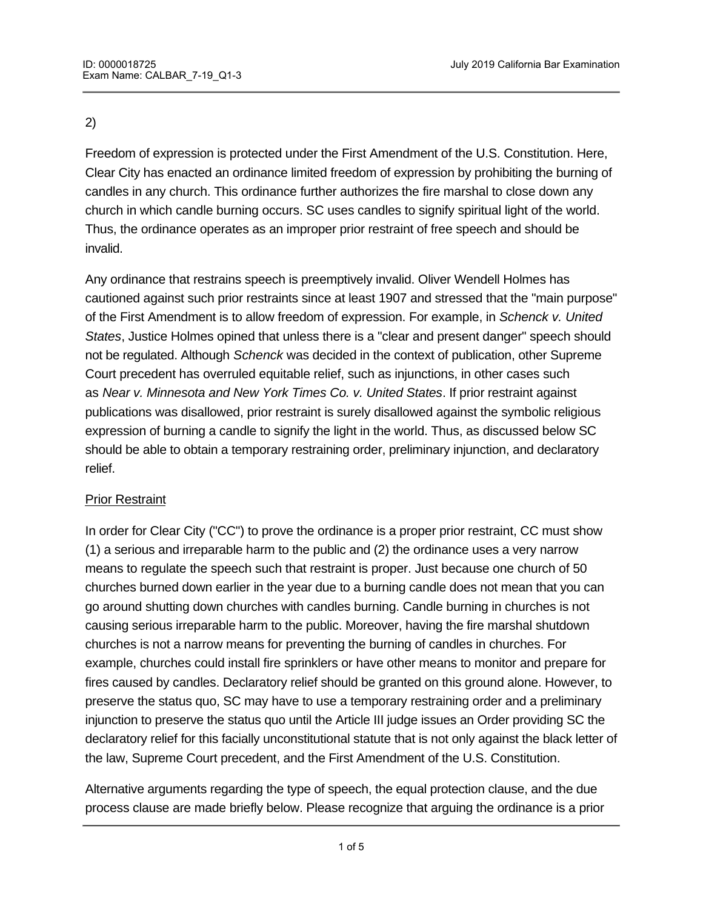2)

Freedom of expression is protected under the First Amendment of the U.S. Constitution. Here, Clear City has enacted an ordinance limited freedom of expression by prohibiting the burning of candles in any church. This ordinance further authorizes the fire marshal to close down any church in which candle burning occurs. SC uses candles to signify spiritual light of the world. Thus, the ordinance operates as an improper prior restraint of free speech and should be invalid.

Any ordinance that restrains speech is preemptively invalid. Oliver Wendell Holmes has cautioned against such prior restraints since at least 1907 and stressed that the "main purpose" of the First Amendment is to allow freedom of expression. For example, in *Schenck v. United States*, Justice Holmes opined that unless there is a "clear and present danger" speech should not be regulated. Although *Schenck* was decided in the context of publication, other Supreme Court precedent has overruled equitable relief, such as injunctions, in other cases such as *Near v. Minnesota and New York Times Co. v. United States*. If prior restraint against publications was disallowed, prior restraint is surely disallowed against the symbolic religious expression of burning a candle to signify the light in the world. Thus, as discussed below SC should be able to obtain a temporary restraining order, preliminary injunction, and declaratory relief.

<u>Prior Restraint</u>

In order for Clear City ("CC") to prove the ordinance is a proper prior restraint, CC must show (1) a serious and irreparable harm to the public and (2) the ordinance uses a very narrow means to regulate the speech such that restraint is proper. Just because one church of 50 churches burned down earlier in the year due to a burning candle does not mean that you can go around shutting down churches with candles burning. Candle burning in churches is not causing serious irreparable harm to the public. Moreover, having the fire marshal shutdown churches is not a narrow means for preventing the burning of candles in churches. For example, churches could install fire sprinklers or have other means to monitor and prepare for fires caused by candles. Declaratory relief should be granted on this ground alone. However, to preserve the status quo, SC may have to use a temporary restraining order and a preliminary injunction to preserve the status quo until the Article III judge issues an Order providing SC the declaratory relief for this facially unconstitutional statute that is not only against the black letter of the law, Supreme Court precedent, and the First Amendment of the U.S. Constitution.

Alternative arguments regarding the type of speech, the equal protection clause, and the due process clause are made briefly below. Please recognize that arguing the ordinance is a prior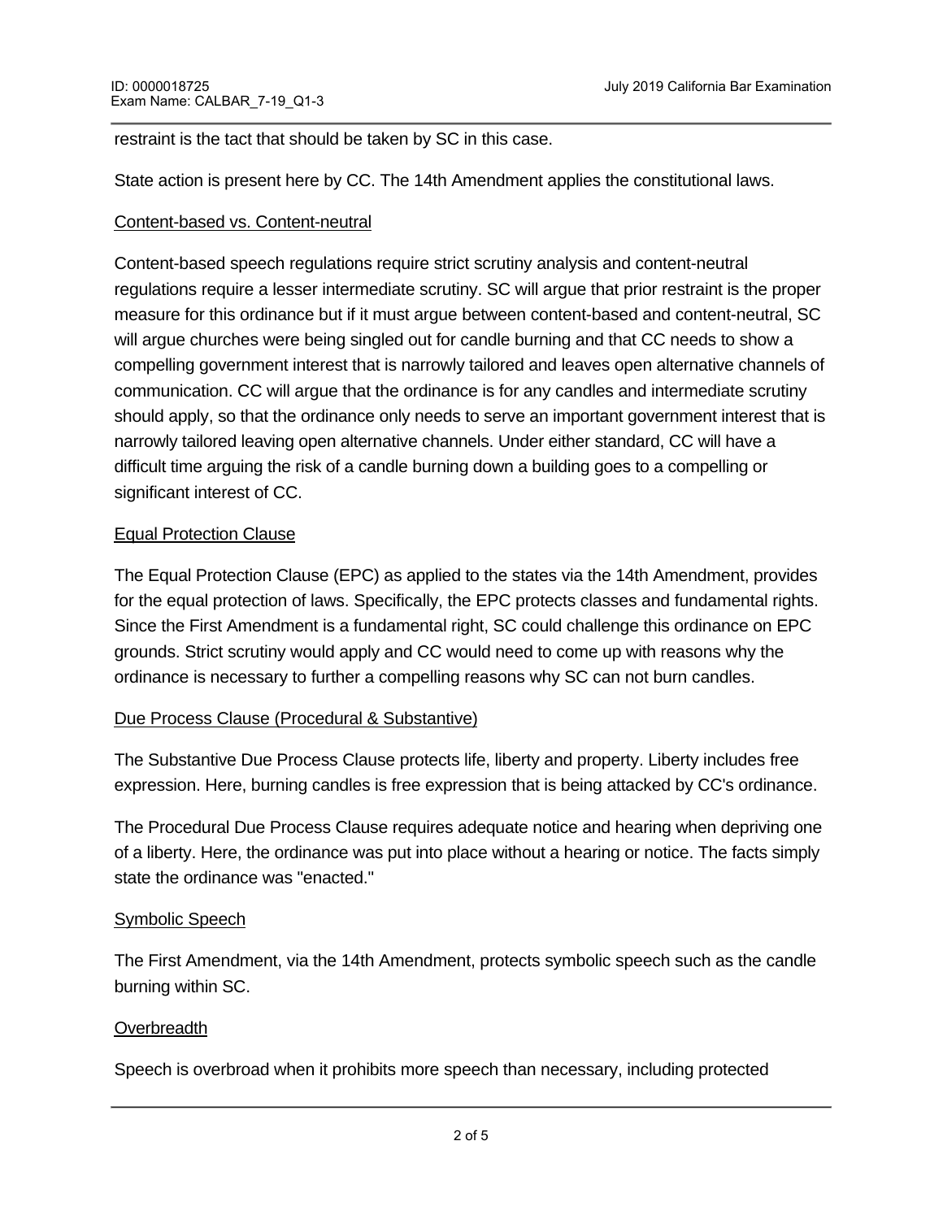restraint is the tact that should be taken by SC in this case.

State action is present here by CC. The 14th Amendment applies the constitutional laws.

Content-based vs. Content-neutral

Content-based speech regulations require strict scrutiny analysis and content-neutral regulations require a lesser intermediate scrutiny. SC will argue that prior restraint is the proper measure for this ordinance but if it must argue between content-based and content-neutral, SC will argue churches were being singled out for candle burning and that CC needs to show a compelling government interest that is narrowly tailored and leaves open alternative channels of communication. CC will argue that the ordinance is for any candles and intermediate scrutiny should apply, so that the ordinance only needs to serve an important government interest that is narrowly tailored leaving open alternative channels. Under either standard, CC will have a difficult time arguing the risk of a candle burning down a building goes to a compelling or significant interest of CC.

Equal Protection Clause

The Equal Protection Clause (EPC) as applied to the states via the 14th Amendment, provides for the equal protection of laws. Specifically, the EPC protects classes and fundamental rights. Since the First Amendment is a fundamental right, SC could challenge this ordinance on EPC grounds. Strict scrutiny would apply and CC would need to come up with reasons why the ordinance is necessary to further a compelling reasons why SC can not burn candles.

Due Process Clause (Procedural & Substantive)

The Substantive Due Process Clause protects life, liberty and property. Liberty includes free expression. Here, burning candles is free expression that is being attacked by CC's ordinance.

The Procedural Due Process Clause requires adequate notice and hearing when depriving one of a liberty. Here, the ordinance was put into place without a hearing or notice. The facts simply state the ordinance was "enacted."

Symbolic Speech

The First Amendment, via the 14th Amendment, protects symbolic speech such as the candle burning within SC.

Overbreadth

Speech is overbroad when it prohibits more speech than necessary, including protected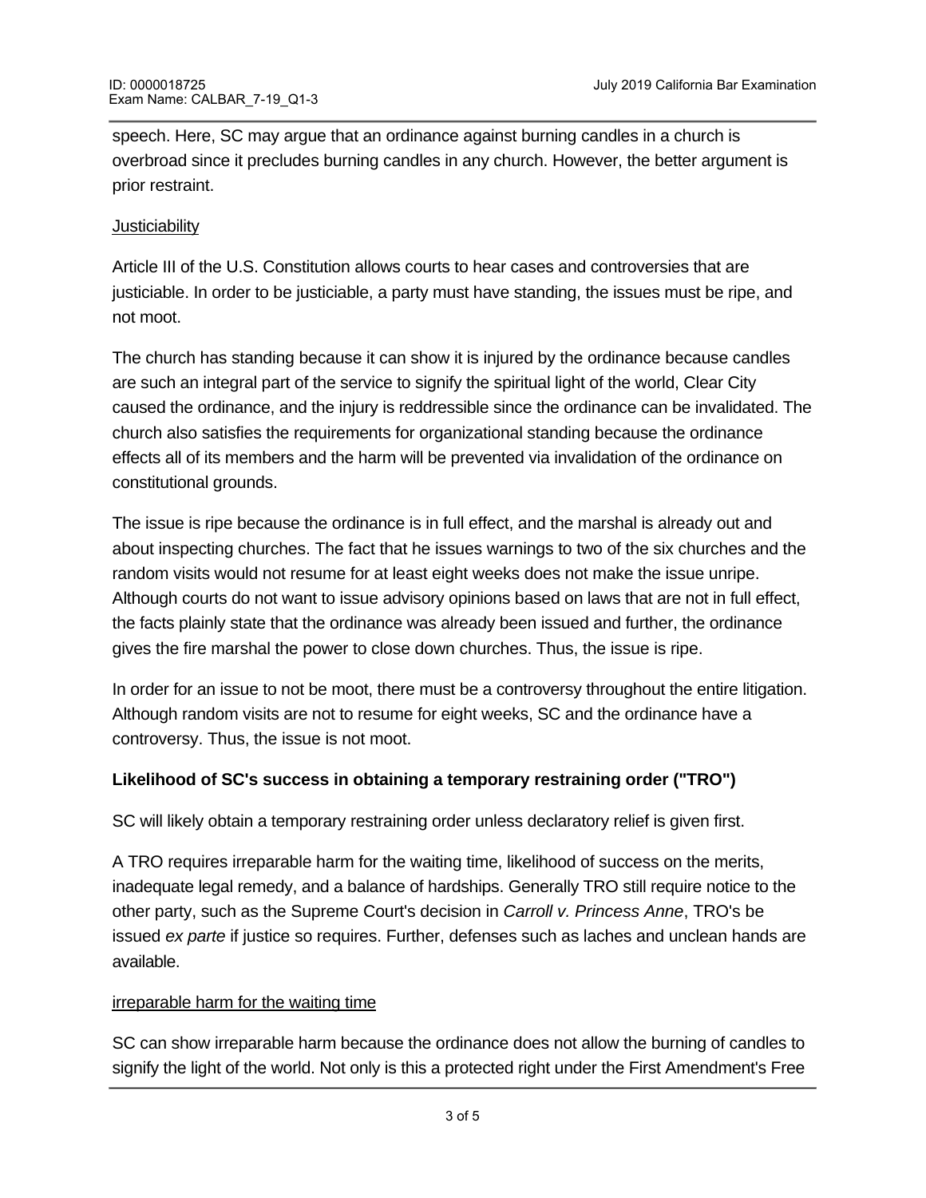speech. Here, SC may argue that an ordinance against burning candles in a church is overbroad since it precludes burning candles in any church. However, the better argument is prior restraint.

Justiciability

Article III of the U.S. Constitution allows courts to hear cases and controversies that are justiciable. In order to be justiciable, a party must have standing, the issues must be ripe, and not moot.

The church has standing because it can show it is injured by the ordinance because candles are such an integral part of the service to signify the spiritual light of the world, Clear City caused the ordinance, and the injury is reddressible since the ordinance can be invalidated. The church also satisfies the requirements for organizational standing because the ordinance effects all of its members and the harm will be prevented via invalidation of the ordinance on constitutional grounds.

The issue is ripe because the ordinance is in full effect, and the marshal is already out and about inspecting churches. The fact that he issues warnings to two of the six churches and the random visits would not resume for at least eight weeks does not make the issue unripe. Although courts do not want to issue advisory opinions based on laws that are not in full effect, the facts plainly state that the ordinance was already been issued and further, the ordinance gives the fire marshal the power to close down churches. Thus, the issue is ripe.

In order for an issue to not be moot, there must be a controversy throughout the entire litigation. Although random visits are not to resume for eight weeks, SC and the ordinance have a controversy. Thus, the issue is not moot.

**Likelihood of SC's success in obtaining a temporary restraining order ("TRO")**

SC will likely obtain a temporary restraining order unless declaratory relief is given first.

A TRO requires irreparable harm for the waiting time, likelihood of success on the merits, inadequate legal remedy, and a balance of hardships. Generally TRO still require notice to the other party, such as the Supreme Court's decision in *Carroll v. Princess Anne*, TRO's be issued *ex parte* if justice so requires. Further, defenses such as laches and unclean hands are available.

irreparable harm for the waiting time

SC can show irreparable harm because the ordinance does not allow the burning of candles to signify the light of the world. Not only is this a protected right under the First Amendment's Free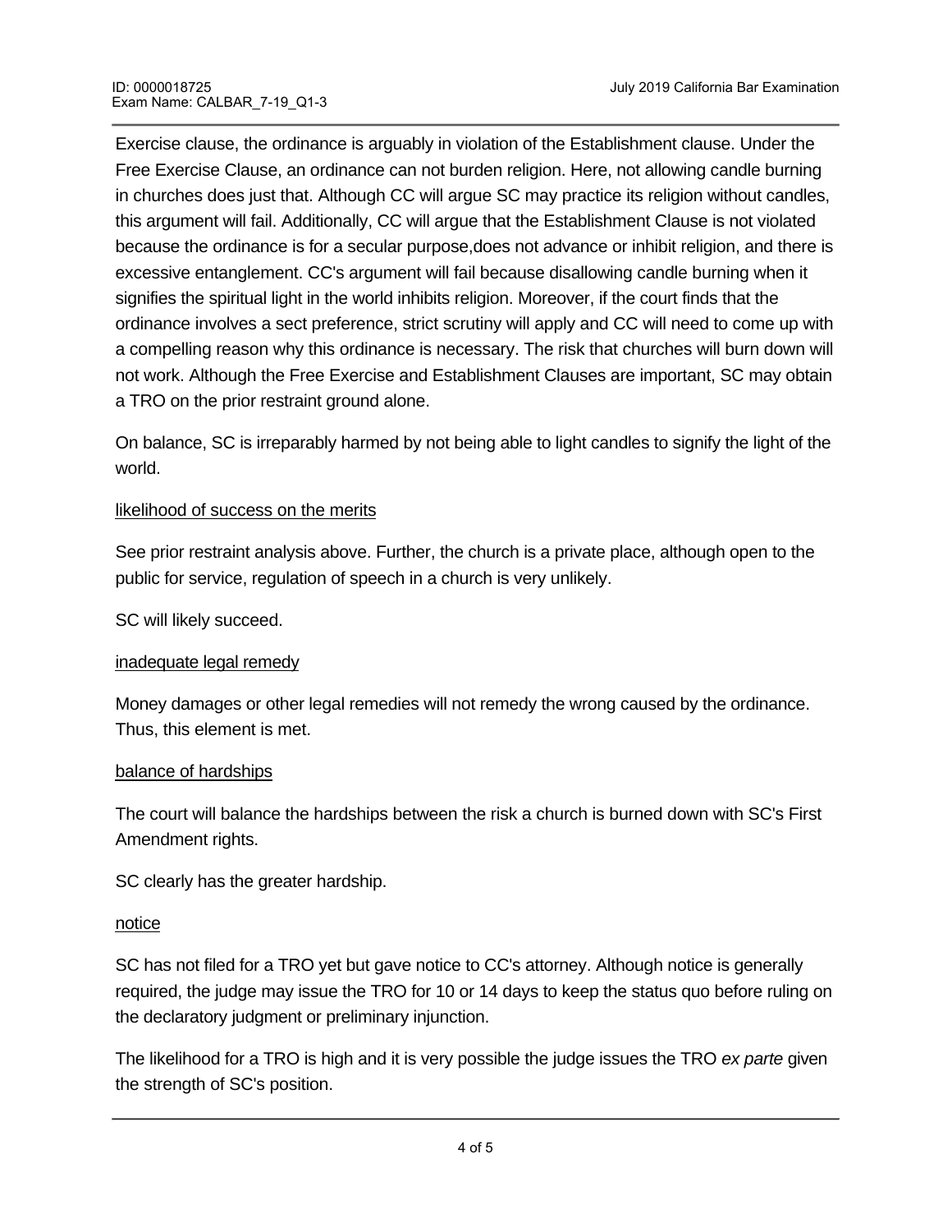Exercise clause, the ordinance is arguably in violation of the Establishment clause. Under the Free Exercise Clause, an ordinance can not burden religion. Here, not allowing candle burning in churches does just that. Although CC will argue SC may practice its religion without candles, this argument will fail. Additionally, CC will argue that the Establishment Clause is not violated because the ordinance is for a secular purpose,does not advance or inhibit religion, and there is excessive entanglement. CC's argument will fail because disallowing candle burning when it signifies the spiritual light in the world inhibits religion. Moreover, if the court finds that the ordinance involves a sect preference, strict scrutiny will apply and CC will need to come up with a compelling reason why this ordinance is necessary. The risk that churches will burn down will not work. Although the Free Exercise and Establishment Clauses are important, SC may obtain a TRO on the prior restraint ground alone.

On balance, SC is irreparably harmed by not being able to light candles to signify the light of the world.

<u>likelihood of success on the merits</u>

See prior restraint analysis above. Further, the church is a private place, although open to the public for service, regulation of speech in a church is very unlikely.

SC will likely succeed.

<u>inadequate legal remedy</u>

Money damages or other legal remedies will not remedy the wrong caused by the ordinance. Thus, this element is met.

<u>balance of hardships</u>

The court will balance the hardships between the risk a church is burned down with SC's First Amendment rights.

SC clearly has the greater hardship.

<u>notice</u>

SC has not filed for a TRO yet but gave notice to CC's attorney. Although notice is generally required, the judge may issue the TRO for 10 or 14 days to keep the status quo before ruling on the declaratory judgment or preliminary injunction.

The likelihood for a TRO is high and it is very possible the judge issues the TRO *ex parte* given the strength of SC's position.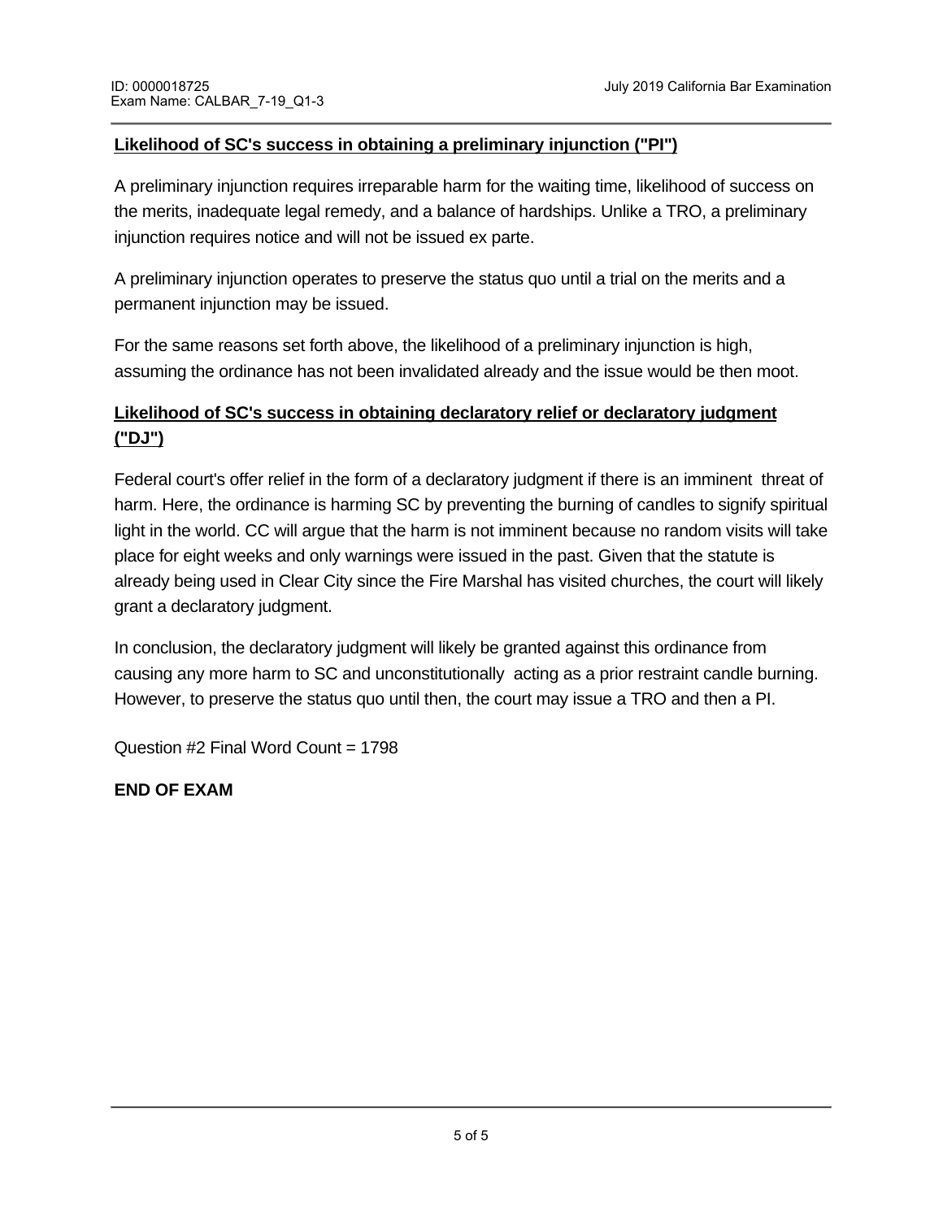**Likelihood of SC's success in obtaining a preliminary injunction ("PI")**

A preliminary injunction requires irreparable harm for the waiting time, likelihood of success on the merits, inadequate legal remedy, and a balance of hardships. Unlike a TRO, a preliminary injunction requires notice and will not be issued ex parte.

A preliminary injunction operates to preserve the status quo until a trial on the merits and a permanent injunction may be issued.

For the same reasons set forth above, the likelihood of a preliminary injunction is high, assuming the ordinance has not been invalidated already and the issue would be then moot.

**Likelihood of SC's success in obtaining declaratory relief or declaratory judgment ("DJ")**

Federal court's offer relief in the form of a declaratory judgment if there is an imminent threat of harm. Here, the ordinance is harming SC by preventing the burning of candles to signify spiritual light in the world. CC will argue that the harm is not imminent because no random visits will take place for eight weeks and only warnings were issued in the past. Given that the statute is already being used in Clear City since the Fire Marshal has visited churches, the court will likely grant a declaratory judgment.

In conclusion, the declaratory judgment will likely be granted against this ordinance from causing any more harm to SC and unconstitutionally acting as a prior restraint candle burning. However, to preserve the status quo until then, the court may issue a TRO and then a PI.

Question #2 Final Word Count = 1798

**END OF EXAM**